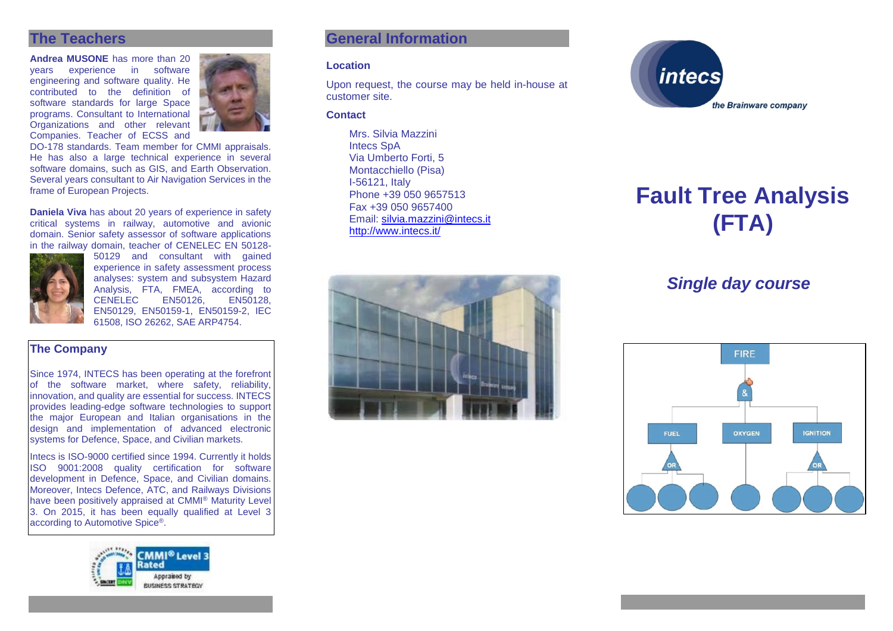## The Teachers

**Andrea MUSONE** has more than 20 years experience in software engineering and software quality. He contributed to the definition of software standards for large Space programs. Consultant to International Organizations and other relevant Companies. Teacher of ECSS and DO-178 standards. Team member for CMMI appraisals. He has also a large technical experience in several software domains, such as GIS, and Earth Observation. Several years consultant to Air Navigation Services in the frame of European Projects.

**Daniela Viva** has about 20 years of experience in safety critical systems in railway, automotive and avionic domain. Senior safety assessor of software applications in the railway domain, teacher of CENELEC EN 50128-50129 and consultant with gained experience in safety assessment process analyses: system and subsystem Hazard Analysis, FTA, FMEA, according to CENELEC EN50126, EN50128, EN50129, EN50159-1, EN50159-2, IEC 61508, ISO 26262, SAE ARP4754.

## The Company

Since 1974, INTECS has been operating at the forefront of the software market, where safety, reliability, innovation, and quality are essential for success. INTECS provides leading-edge software technologies to support the major European and Italian organisations in the design and implementation of advanced electronic systems for Defence, Space, and Civilian markets.

Intecs is ISO-9000 certified since 1994. Currently it holds ISO 9001:2008 quality certification for software development in Defence, Space, and Civilian domains. Moreover, Intecs Defence, ATC, and Railways Divisions have been positively appraised at CMMI® Maturity Level 3. On 2015, it has been equally qualified at Level 3 according to Automotive Spice®.

CMMI® Level 3 Rated
Appraised by BUSINESS STRATEGY

## General Information

### Location

Upon request, the course may be held in-house at customer site.

### Contact

Mrs. Silvia Mazzini
Intecs SpA
Via Umberto Forti, 5
Montacchiello (Pisa)
I-56121, Italy
Phone +39 050 9657513
Fax +39 050 9657400
Email: silvia.mazzini@intecs.it
http://www.intecs.it/

intecs
*the Brainware company*

# Fault Tree Analysis (FTA)

## *Single day course*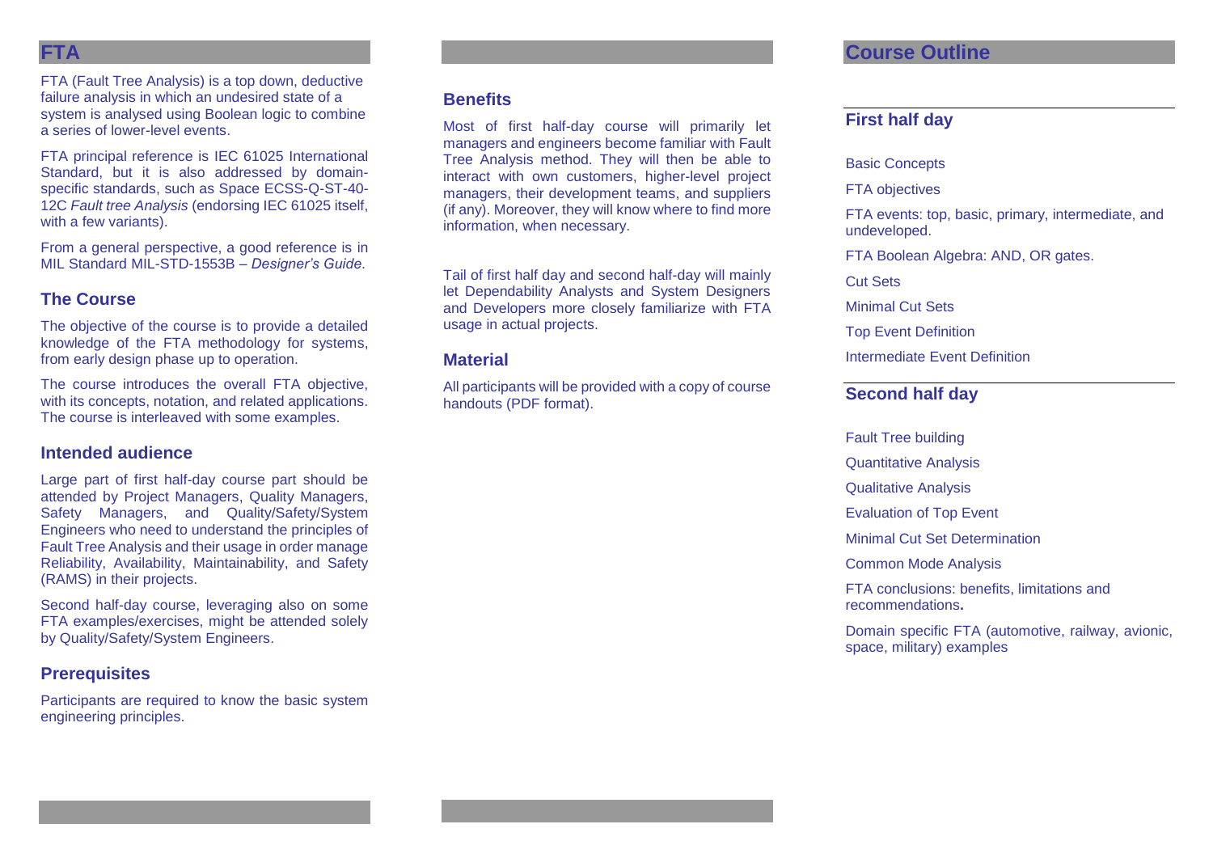## FTA

FTA (Fault Tree Analysis) is a top down, deductive failure analysis in which an undesired state of a system is analysed using Boolean logic to combine a series of lower-level events.

FTA principal reference is IEC 61025 International Standard, but it is also addressed by domain-specific standards, such as Space ECSS-Q-ST-40-12C *Fault tree Analysis* (endorsing IEC 61025 itself, with a few variants).

From a general perspective, a good reference is in MIL Standard MIL-STD-1553B – *Designer's Guide*.

### The Course

The objective of the course is to provide a detailed knowledge of the FTA methodology for systems, from early design phase up to operation.

The course introduces the overall FTA objective, with its concepts, notation, and related applications. The course is interleaved with some examples.

### Intended audience

Large part of first half-day course part should be attended by Project Managers, Quality Managers, Safety Managers, and Quality/Safety/System Engineers who need to understand the principles of Fault Tree Analysis and their usage in order manage Reliability, Availability, Maintainability, and Safety (RAMS) in their projects.

Second half-day course, leveraging also on some FTA examples/exercises, might be attended solely by Quality/Safety/System Engineers.

### Prerequisites

Participants are required to know the basic system engineering principles.

### Benefits

Most of first half-day course will primarily let managers and engineers become familiar with Fault Tree Analysis method. They will then be able to interact with own customers, higher-level project managers, their development teams, and suppliers (if any). Moreover, they will know where to find more information, when necessary.

Tail of first half day and second half-day will mainly let Dependability Analysts and System Designers and Developers more closely familiarize with FTA usage in actual projects.

### Material

All participants will be provided with a copy of course handouts (PDF format).

## Course Outline

### First half day

Basic Concepts

FTA objectives

FTA events: top, basic, primary, intermediate, and undeveloped.

FTA Boolean Algebra: AND, OR gates.

Cut Sets

Minimal Cut Sets

Top Event Definition

Intermediate Event Definition

### Second half day

Fault Tree building

Quantitative Analysis

Qualitative Analysis

Evaluation of Top Event

Minimal Cut Set Determination

Common Mode Analysis

FTA conclusions: benefits, limitations and recommendations**.**

Domain specific FTA (automotive, railway, avionic, space, military) examples